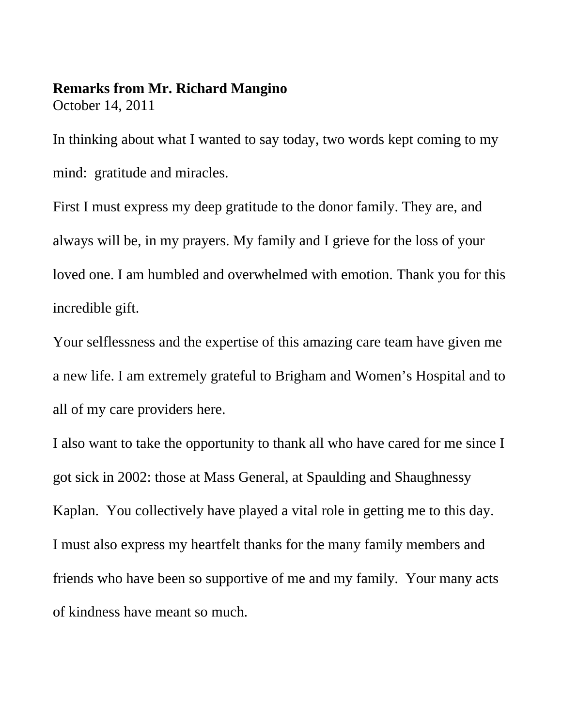**Remarks from Mr. Richard Mangino**
October 14, 2011

In thinking about what I wanted to say today, two words kept coming to my mind: gratitude and miracles.

First I must express my deep gratitude to the donor family. They are, and always will be, in my prayers. My family and I grieve for the loss of your loved one. I am humbled and overwhelmed with emotion. Thank you for this incredible gift.

Your selflessness and the expertise of this amazing care team have given me a new life. I am extremely grateful to Brigham and Women's Hospital and to all of my care providers here.

I also want to take the opportunity to thank all who have cared for me since I got sick in 2002: those at Mass General, at Spaulding and Shaughnessy Kaplan. You collectively have played a vital role in getting me to this day.

I must also express my heartfelt thanks for the many family members and friends who have been so supportive of me and my family. Your many acts of kindness have meant so much.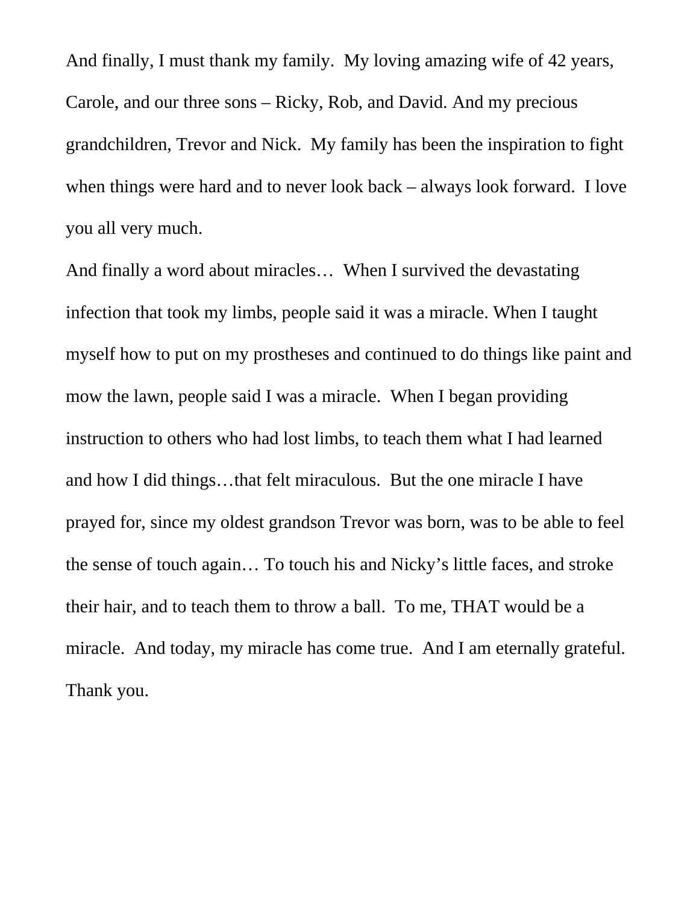And finally, I must thank my family. My loving amazing wife of 42 years, Carole, and our three sons – Ricky, Rob, and David. And my precious grandchildren, Trevor and Nick. My family has been the inspiration to fight when things were hard and to never look back – always look forward. I love you all very much.

And finally a word about miracles… When I survived the devastating infection that took my limbs, people said it was a miracle. When I taught myself how to put on my prostheses and continued to do things like paint and mow the lawn, people said I was a miracle. When I began providing instruction to others who had lost limbs, to teach them what I had learned and how I did things…that felt miraculous. But the one miracle I have prayed for, since my oldest grandson Trevor was born, was to be able to feel the sense of touch again… To touch his and Nicky's little faces, and stroke their hair, and to teach them to throw a ball. To me, THAT would be a miracle. And today, my miracle has come true. And I am eternally grateful. Thank you.